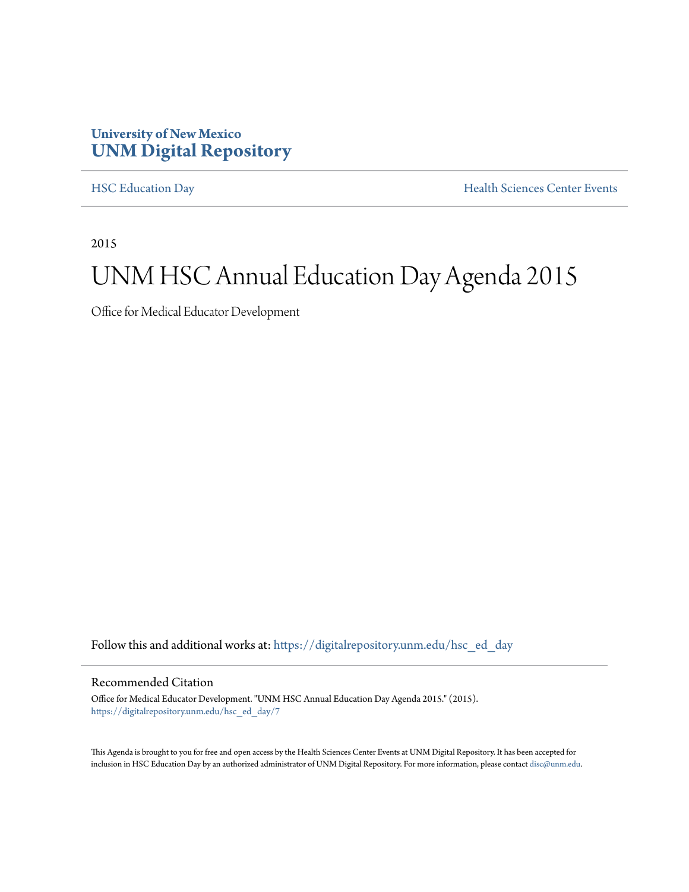**University of New Mexico**
**UNM Digital Repository**

HSC Education Day | Health Sciences Center Events

2015

# UNM HSC Annual Education Day Agenda 2015

Office for Medical Educator Development

Follow this and additional works at: https://digitalrepository.unm.edu/hsc_ed_day

## Recommended Citation

Office for Medical Educator Development. "UNM HSC Annual Education Day Agenda 2015." (2015). https://digitalrepository.unm.edu/hsc_ed_day/7

This Agenda is brought to you for free and open access by the Health Sciences Center Events at UNM Digital Repository. It has been accepted for inclusion in HSC Education Day by an authorized administrator of UNM Digital Repository. For more information, please contact disc@unm.edu.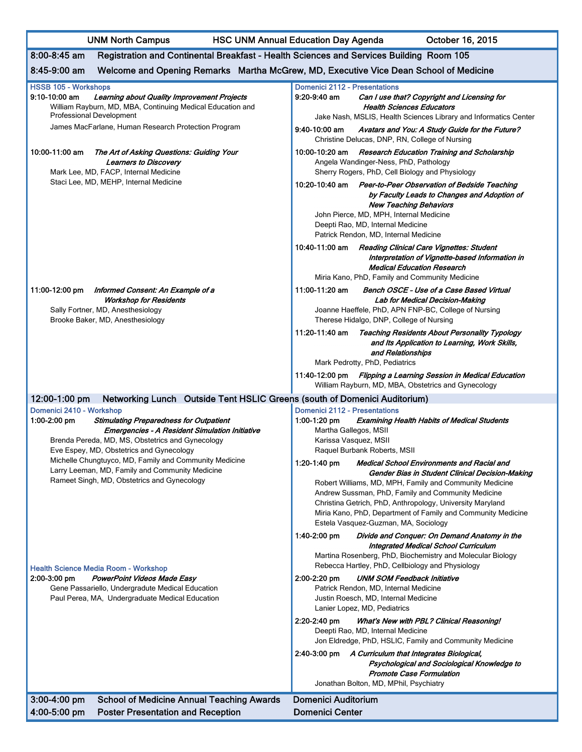**UNM North Campus** **HSC UNM Annual Education Day Agenda** **October 16, 2015**

**8:00-8:45 am** Registration and Continental Breakfast - Health Sciences and Services Building Room 105

**8:45-9:00 am** Welcome and Opening Remarks Martha McGrew, MD, Executive Vice Dean School of Medicine

## HSSB 105 - Workshops

**9:10-10:00 am** ***Learning about Quality Improvement Projects***
William Rayburn, MD, MBA, Continuing Medical Education and Professional Development
James MacFarlane, Human Research Protection Program

**10:00-11:00 am** ***The Art of Asking Questions: Guiding Your Learners to Discovery***
Mark Lee, MD, FACP, Internal Medicine
Staci Lee, MD, MEHP, Internal Medicine

**11:00-12:00 pm** ***Informed Consent: An Example of a Workshop for Residents***
Sally Fortner, MD, Anesthesiology
Brooke Baker, MD, Anesthesiology

## Domenici 2112 - Presentations

**9:20-9:40 am** ***Can I use that? Copyright and Licensing for Health Sciences Educators***
Jake Nash, MSLIS, Health Sciences Library and Informatics Center

**9:40-10:00 am** ***Avatars and You: A Study Guide for the Future?***
Christine Delucas, DNP, RN, College of Nursing

**10:00-10:20 am** ***Research Education Training and Scholarship***
Angela Wandinger-Ness, PhD, Pathology
Sherry Rogers, PhD, Cell Biology and Physiology

**10:20-10:40 am** ***Peer-to-Peer Observation of Bedside Teaching by Faculty Leads to Changes and Adoption of New Teaching Behaviors***
John Pierce, MD, MPH, Internal Medicine
Deepti Rao, MD, Internal Medicine
Patrick Rendon, MD, Internal Medicine

**10:40-11:00 am** ***Reading Clinical Care Vignettes: Student Interpretation of Vignette-based Information in Medical Education Research***
Miria Kano, PhD, Family and Community Medicine

**11:00-11:20 am** ***Bench OSCE - Use of a Case Based Virtual Lab for Medical Decision-Making***
Joanne Haeffele, PhD, APN FNP-BC, College of Nursing
Therese Hidalgo, DNP, College of Nursing

**11:20-11:40 am** ***Teaching Residents About Personality Typology and Its Application to Learning, Work Skills, and Relationships***
Mark Pedrotty, PhD, Pediatrics

**11:40-12:00 pm** ***Flipping a Learning Session in Medical Education***
William Rayburn, MD, MBA, Obstetrics and Gynecology

**12:00-1:00 pm** Networking Lunch Outside Tent HSLIC Greens (south of Domenici Auditorium)

## Domenici 2410 - Workshop

**1:00-2:00 pm** ***Stimulating Preparedness for Outpatient Emergencies - A Resident Simulation Initiative***
Brenda Pereda, MD, MS, Obstetrics and Gynecology
Eve Espey, MD, Obstetrics and Gynecology
Michelle Chungtuyco, MD, Family and Community Medicine
Larry Leeman, MD, Family and Community Medicine
Rameet Singh, MD, Obstetrics and Gynecology

## Health Science Media Room - Workshop

**2:00-3:00 pm** ***PowerPoint Videos Made Easy***
Gene Passariello, Undergradute Medical Education
Paul Perea, MA, Undergraduate Medical Education

## Domenici 2112 - Presentations

**1:00-1:20 pm** ***Examining Health Habits of Medical Students***
Martha Gallegos, MSII
Karissa Vasquez, MSII
Raquel Burbank Roberts, MSII

**1:20-1:40 pm** ***Medical School Environments and Racial and Gender Bias in Student Clinical Decision-Making***
Robert Williams, MD, MPH, Family and Community Medicine
Andrew Sussman, PhD, Family and Community Medicine
Christina Getrich, PhD, Anthropology, University Maryland
Miria Kano, PhD, Department of Family and Community Medicine
Estela Vasquez-Guzman, MA, Sociology

**1:40-2:00 pm** ***Divide and Conquer: On Demand Anatomy in the Integrated Medical School Curriculum***
Martina Rosenberg, PhD, Biochemistry and Molecular Biology
Rebecca Hartley, PhD, Cellbiology and Physiology

**2:00-2:20 pm** ***UNM SOM Feedback Initiative***
Patrick Rendon, MD, Internal Medicine
Justin Roesch, MD, Internal Medicine
Lanier Lopez, MD, Pediatrics

**2:20-2:40 pm** ***What's New with PBL? Clinical Reasoning!***
Deepti Rao, MD, Internal Medicine
Jon Eldredge, PhD, HSLIC, Family and Community Medicine

**2:40-3:00 pm** ***A Curriculum that Integrates Biological, Psychological and Sociological Knowledge to Promote Case Formulation***
Jonathan Bolton, MD, MPhil, Psychiatry

**3:00-4:00 pm** School of Medicine Annual Teaching Awards — Domenici Auditorium

**4:00-5:00 pm** Poster Presentation and Reception — Domenici Center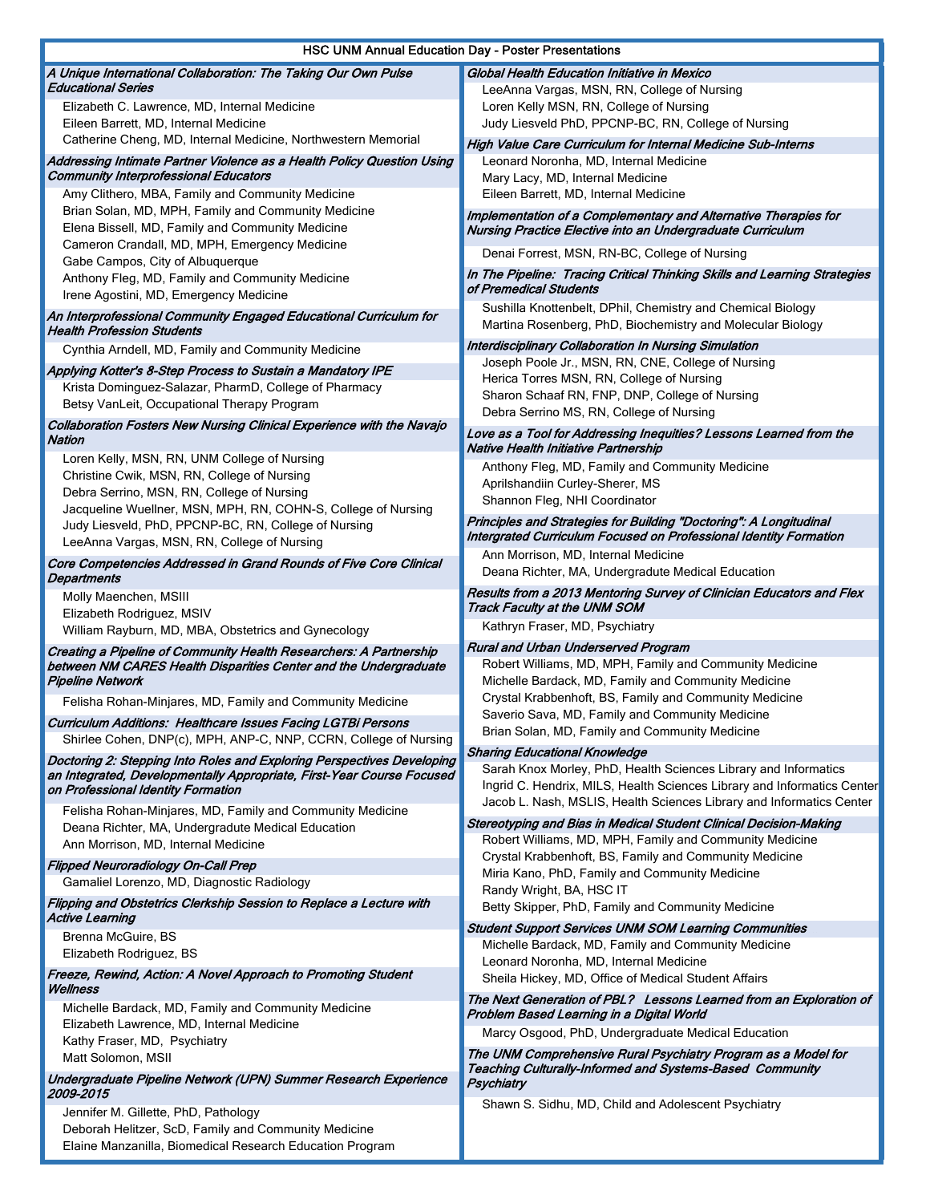# HSC UNM Annual Education Day - Poster Presentations

***A Unique International Collaboration: The Taking Our Own Pulse Educational Series***

Elizabeth C. Lawrence, MD, Internal Medicine
Eileen Barrett, MD, Internal Medicine
Catherine Cheng, MD, Internal Medicine, Northwestern Memorial

***Addressing Intimate Partner Violence as a Health Policy Question Using Community Interprofessional Educators***

Amy Clithero, MBA, Family and Community Medicine
Brian Solan, MD, MPH, Family and Community Medicine
Elena Bissell, MD, Family and Community Medicine
Cameron Crandall, MD, MPH, Emergency Medicine
Gabe Campos, City of Albuquerque
Anthony Fleg, MD, Family and Community Medicine
Irene Agostini, MD, Emergency Medicine

***An Interprofessional Community Engaged Educational Curriculum for Health Profession Students***

Cynthia Arndell, MD, Family and Community Medicine

***Applying Kotter's 8-Step Process to Sustain a Mandatory IPE***

Krista Dominguez-Salazar, PharmD, College of Pharmacy
Betsy VanLeit, Occupational Therapy Program

***Collaboration Fosters New Nursing Clinical Experience with the Navajo Nation***

Loren Kelly, MSN, RN, UNM College of Nursing
Christine Cwik, MSN, RN, College of Nursing
Debra Serrino, MSN, RN, College of Nursing
Jacqueline Wuellner, MSN, MPH, RN, COHN-S, College of Nursing
Judy Liesveld, PhD, PPCNP-BC, RN, College of Nursing
LeeAnna Vargas, MSN, RN, College of Nursing

***Core Competencies Addressed in Grand Rounds of Five Core Clinical Departments***

Molly Maenchen, MSIII
Elizabeth Rodriguez, MSIV
William Rayburn, MD, MBA, Obstetrics and Gynecology

***Creating a Pipeline of Community Health Researchers: A Partnership between NM CARES Health Disparities Center and the Undergraduate Pipeline Network***

Felisha Rohan-Minjares, MD, Family and Community Medicine

***Curriculum Additions: Healthcare Issues Facing LGTBi Persons***

Shirlee Cohen, DNP(c), MPH, ANP-C, NNP, CCRN, College of Nursing

***Doctoring 2: Stepping Into Roles and Exploring Perspectives Developing an Integrated, Developmentally Appropriate, First-Year Course Focused on Professional Identity Formation***

Felisha Rohan-Minjares, MD, Family and Community Medicine
Deana Richter, MA, Undergradute Medical Education
Ann Morrison, MD, Internal Medicine

***Flipped Neuroradiology On-Call Prep***

Gamaliel Lorenzo, MD, Diagnostic Radiology

***Flipping and Obstetrics Clerkship Session to Replace a Lecture with Active Learning***

Brenna McGuire, BS
Elizabeth Rodriguez, BS

***Freeze, Rewind, Action: A Novel Approach to Promoting Student Wellness***

Michelle Bardack, MD, Family and Community Medicine
Elizabeth Lawrence, MD, Internal Medicine
Kathy Fraser, MD, Psychiatry
Matt Solomon, MSII

***Undergraduate Pipeline Network (UPN) Summer Research Experience 2009-2015***

Jennifer M. Gillette, PhD, Pathology
Deborah Helitzer, ScD, Family and Community Medicine
Elaine Manzanilla, Biomedical Research Education Program

***Global Health Education Initiative in Mexico***

LeeAnna Vargas, MSN, RN, College of Nursing
Loren Kelly MSN, RN, College of Nursing
Judy Liesveld PhD, PPCNP-BC, RN, College of Nursing

***High Value Care Curriculum for Internal Medicine Sub-Interns***

Leonard Noronha, MD, Internal Medicine
Mary Lacy, MD, Internal Medicine
Eileen Barrett, MD, Internal Medicine

***Implementation of a Complementary and Alternative Therapies for Nursing Practice Elective into an Undergraduate Curriculum***

Denai Forrest, MSN, RN-BC, College of Nursing

***In The Pipeline: Tracing Critical Thinking Skills and Learning Strategies of Premedical Students***

Sushilla Knottenbelt, DPhil, Chemistry and Chemical Biology
Martina Rosenberg, PhD, Biochemistry and Molecular Biology

***Interdisciplinary Collaboration In Nursing Simulation***

Joseph Poole Jr., MSN, RN, CNE, College of Nursing
Herica Torres MSN, RN, College of Nursing
Sharon Schaaf RN, FNP, DNP, College of Nursing
Debra Serrino MS, RN, College of Nursing

***Love as a Tool for Addressing Inequities? Lessons Learned from the Native Health Initiative Partnership***

Anthony Fleg, MD, Family and Community Medicine
Aprilshandiin Curley-Sherer, MS
Shannon Fleg, NHI Coordinator

***Principles and Strategies for Building "Doctoring": A Longitudinal Intergrated Curriculum Focused on Professional Identity Formation***

Ann Morrison, MD, Internal Medicine
Deana Richter, MA, Undergradute Medical Education

***Results from a 2013 Mentoring Survey of Clinician Educators and Flex Track Faculty at the UNM SOM***

Kathryn Fraser, MD, Psychiatry

***Rural and Urban Underserved Program***

Robert Williams, MD, MPH, Family and Community Medicine
Michelle Bardack, MD, Family and Community Medicine
Crystal Krabbenhoft, BS, Family and Community Medicine
Saverio Sava, MD, Family and Community Medicine
Brian Solan, MD, Family and Community Medicine

***Sharing Educational Knowledge***

Sarah Knox Morley, PhD, Health Sciences Library and Informatics
Ingrid C. Hendrix, MILS, Health Sciences Library and Informatics Center
Jacob L. Nash, MSLIS, Health Sciences Library and Informatics Center

***Stereotyping and Bias in Medical Student Clinical Decision-Making***

Robert Williams, MD, MPH, Family and Community Medicine
Crystal Krabbenhoft, BS, Family and Community Medicine
Miria Kano, PhD, Family and Community Medicine
Randy Wright, BA, HSC IT
Betty Skipper, PhD, Family and Community Medicine

***Student Support Services UNM SOM Learning Communities***

Michelle Bardack, MD, Family and Community Medicine
Leonard Noronha, MD, Internal Medicine
Sheila Hickey, MD, Office of Medical Student Affairs

***The Next Generation of PBL? Lessons Learned from an Exploration of Problem Based Learning in a Digital World***

Marcy Osgood, PhD, Undergraduate Medical Education

***The UNM Comprehensive Rural Psychiatry Program as a Model for Teaching Culturally-Informed and Systems-Based Community Psychiatry***

Shawn S. Sidhu, MD, Child and Adolescent Psychiatry